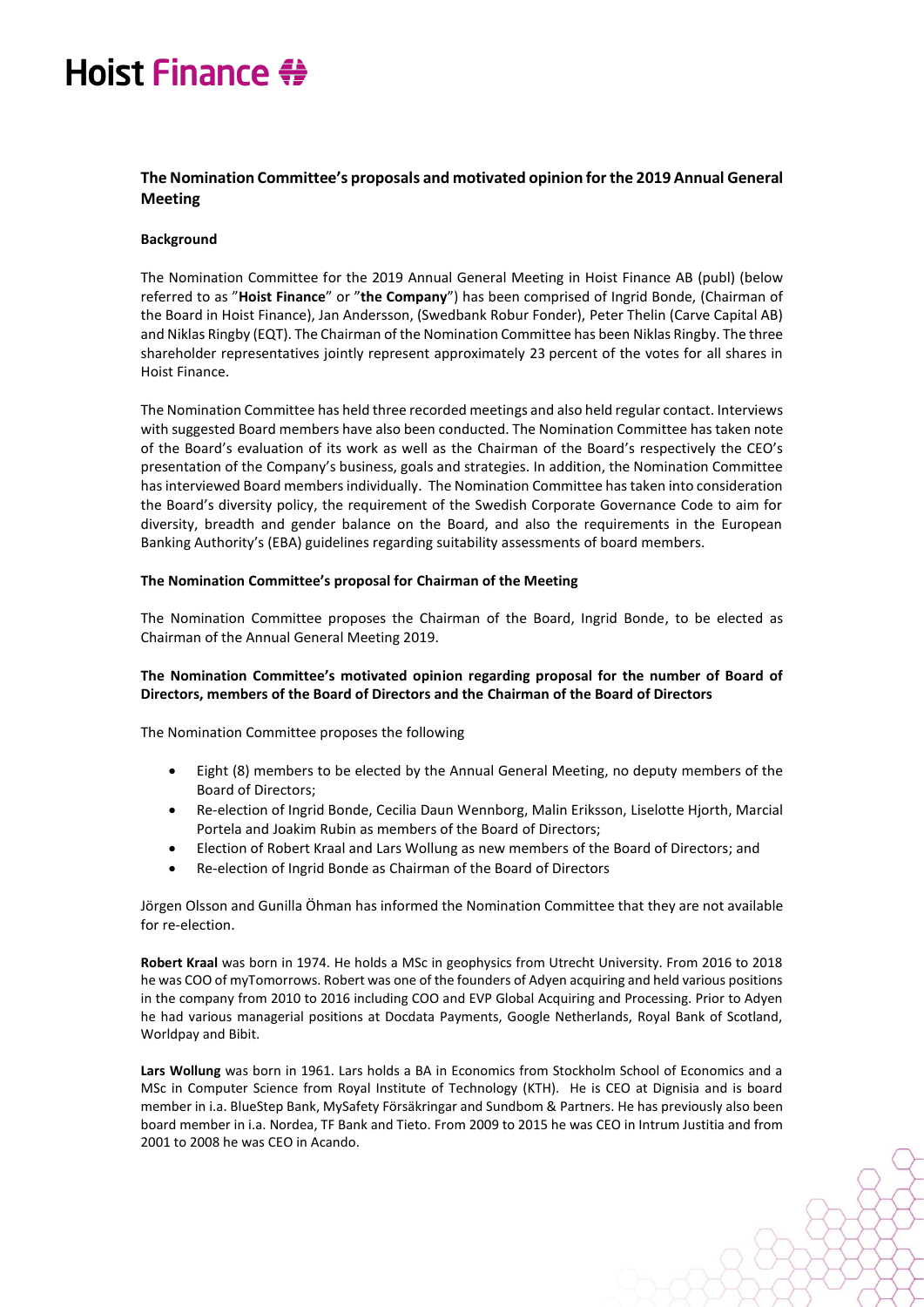# The Nomination Committee's proposals and motivated opinion for the 2019 Annual General Meeting

**Background**

The Nomination Committee for the 2019 Annual General Meeting in Hoist Finance AB (publ) (below referred to as "**Hoist Finance**" or "**the Company**") has been comprised of Ingrid Bonde, (Chairman of the Board in Hoist Finance), Jan Andersson, (Swedbank Robur Fonder), Peter Thelin (Carve Capital AB) and Niklas Ringby (EQT). The Chairman of the Nomination Committee has been Niklas Ringby. The three shareholder representatives jointly represent approximately 23 percent of the votes for all shares in Hoist Finance.

The Nomination Committee has held three recorded meetings and also held regular contact. Interviews with suggested Board members have also been conducted. The Nomination Committee has taken note of the Board's evaluation of its work as well as the Chairman of the Board's respectively the CEO's presentation of the Company's business, goals and strategies. In addition, the Nomination Committee has interviewed Board members individually. The Nomination Committee has taken into consideration the Board's diversity policy, the requirement of the Swedish Corporate Governance Code to aim for diversity, breadth and gender balance on the Board, and also the requirements in the European Banking Authority's (EBA) guidelines regarding suitability assessments of board members.

**The Nomination Committee's proposal for Chairman of the Meeting**

The Nomination Committee proposes the Chairman of the Board, Ingrid Bonde, to be elected as Chairman of the Annual General Meeting 2019.

**The Nomination Committee's motivated opinion regarding proposal for the number of Board of Directors, members of the Board of Directors and the Chairman of the Board of Directors**

The Nomination Committee proposes the following

- Eight (8) members to be elected by the Annual General Meeting, no deputy members of the Board of Directors;
- Re-election of Ingrid Bonde, Cecilia Daun Wennborg, Malin Eriksson, Liselotte Hjorth, Marcial Portela and Joakim Rubin as members of the Board of Directors;
- Election of Robert Kraal and Lars Wollung as new members of the Board of Directors; and
- Re-election of Ingrid Bonde as Chairman of the Board of Directors

Jörgen Olsson and Gunilla Öhman has informed the Nomination Committee that they are not available for re-election.

**Robert Kraal** was born in 1974. He holds a MSc in geophysics from Utrecht University. From 2016 to 2018 he was COO of myTomorrows. Robert was one of the founders of Adyen acquiring and held various positions in the company from 2010 to 2016 including COO and EVP Global Acquiring and Processing. Prior to Adyen he had various managerial positions at Docdata Payments, Google Netherlands, Royal Bank of Scotland, Worldpay and Bibit.

**Lars Wollung** was born in 1961. Lars holds a BA in Economics from Stockholm School of Economics and a MSc in Computer Science from Royal Institute of Technology (KTH). He is CEO at Dignisia and is board member in i.a. BlueStep Bank, MySafety Försäkringar and Sundbom & Partners. He has previously also been board member in i.a. Nordea, TF Bank and Tieto. From 2009 to 2015 he was CEO in Intrum Justitia and from 2001 to 2008 he was CEO in Acando.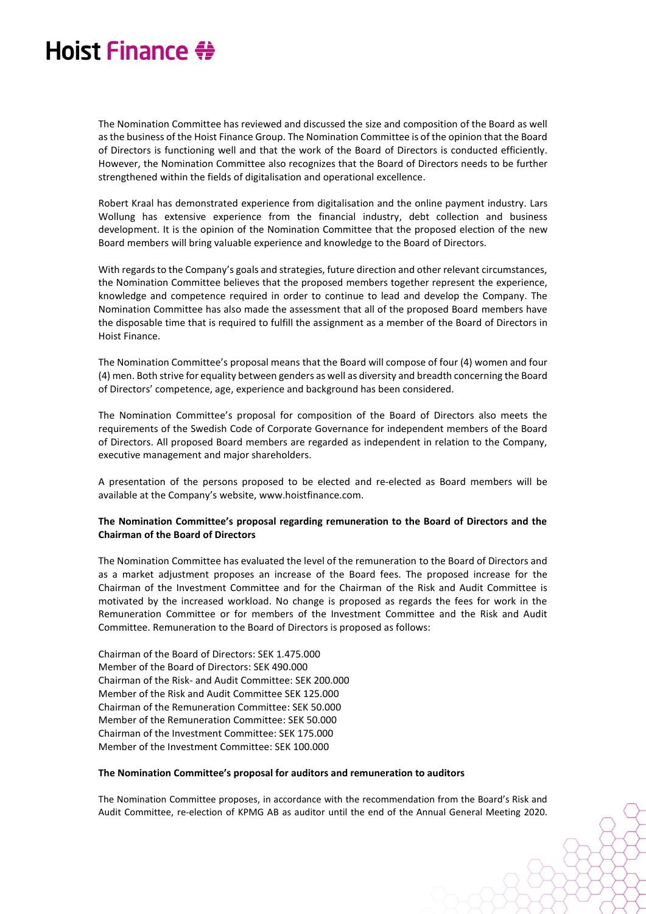The Nomination Committee has reviewed and discussed the size and composition of the Board as well as the business of the Hoist Finance Group. The Nomination Committee is of the opinion that the Board of Directors is functioning well and that the work of the Board of Directors is conducted efficiently. However, the Nomination Committee also recognizes that the Board of Directors needs to be further strengthened within the fields of digitalisation and operational excellence.

Robert Kraal has demonstrated experience from digitalisation and the online payment industry. Lars Wollung has extensive experience from the financial industry, debt collection and business development. It is the opinion of the Nomination Committee that the proposed election of the new Board members will bring valuable experience and knowledge to the Board of Directors.

With regards to the Company's goals and strategies, future direction and other relevant circumstances, the Nomination Committee believes that the proposed members together represent the experience, knowledge and competence required in order to continue to lead and develop the Company. The Nomination Committee has also made the assessment that all of the proposed Board members have the disposable time that is required to fulfill the assignment as a member of the Board of Directors in Hoist Finance.

The Nomination Committee's proposal means that the Board will compose of four (4) women and four (4) men. Both strive for equality between genders as well as diversity and breadth concerning the Board of Directors' competence, age, experience and background has been considered.

The Nomination Committee's proposal for composition of the Board of Directors also meets the requirements of the Swedish Code of Corporate Governance for independent members of the Board of Directors. All proposed Board members are regarded as independent in relation to the Company, executive management and major shareholders.

A presentation of the persons proposed to be elected and re-elected as Board members will be available at the Company's website, www.hoistfinance.com.

**The Nomination Committee's proposal regarding remuneration to the Board of Directors and the Chairman of the Board of Directors**

The Nomination Committee has evaluated the level of the remuneration to the Board of Directors and as a market adjustment proposes an increase of the Board fees. The proposed increase for the Chairman of the Investment Committee and for the Chairman of the Risk and Audit Committee is motivated by the increased workload. No change is proposed as regards the fees for work in the Remuneration Committee or for members of the Investment Committee and the Risk and Audit Committee. Remuneration to the Board of Directors is proposed as follows:

Chairman of the Board of Directors: SEK 1.475.000
Member of the Board of Directors: SEK 490.000
Chairman of the Risk- and Audit Committee: SEK 200.000
Member of the Risk and Audit Committee SEK 125.000
Chairman of the Remuneration Committee: SEK 50.000
Member of the Remuneration Committee: SEK 50.000
Chairman of the Investment Committee: SEK 175.000
Member of the Investment Committee: SEK 100.000

**The Nomination Committee's proposal for auditors and remuneration to auditors**

The Nomination Committee proposes, in accordance with the recommendation from the Board's Risk and Audit Committee, re-election of KPMG AB as auditor until the end of the Annual General Meeting 2020.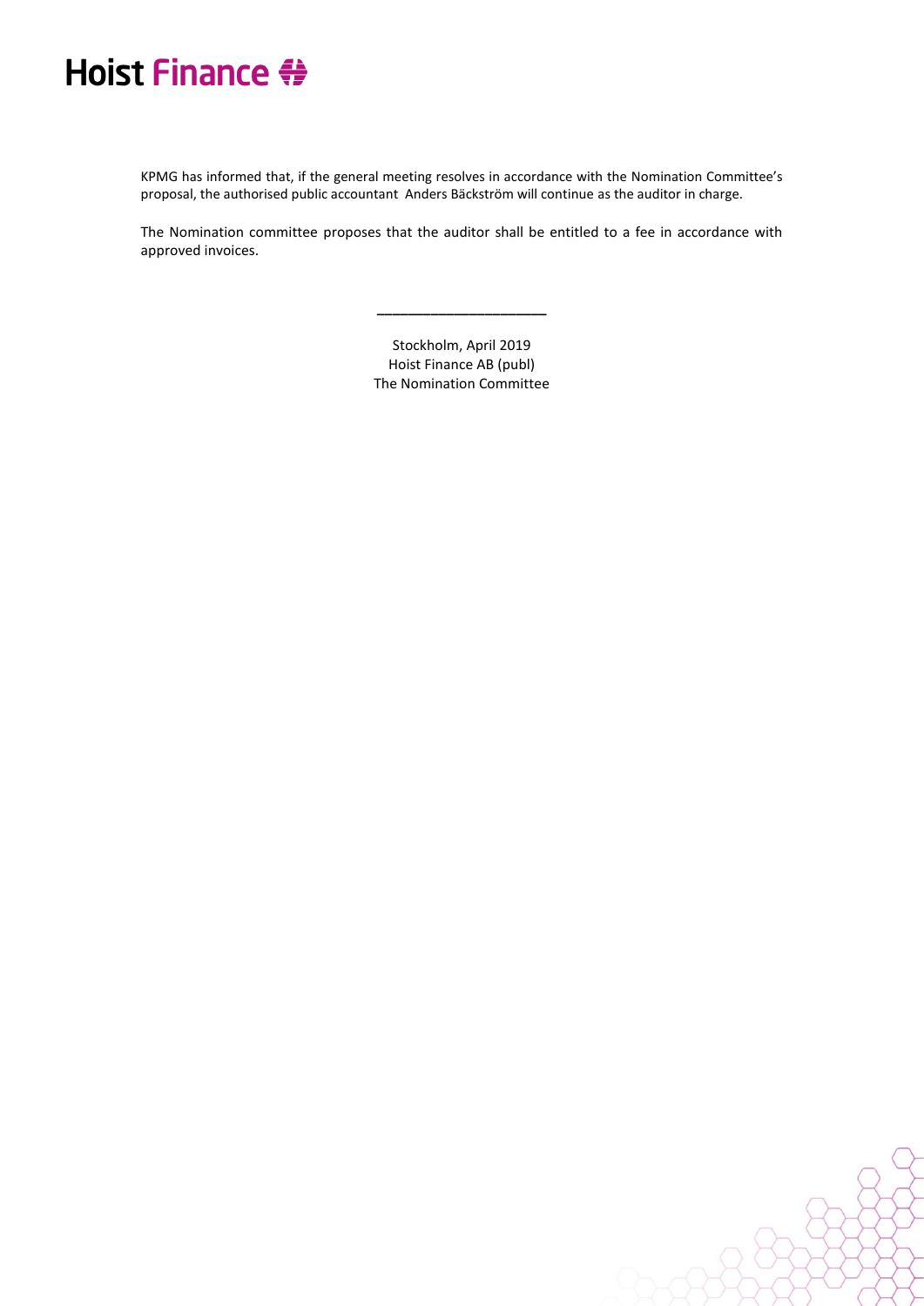KPMG has informed that, if the general meeting resolves in accordance with the Nomination Committee's proposal, the authorised public accountant Anders Bäckström will continue as the auditor in charge.

The Nomination committee proposes that the auditor shall be entitled to a fee in accordance with approved invoices.

\_\_\_\_\_\_\_\_\_\_\_\_\_\_\_\_\_\_\_\_

Stockholm, April 2019
Hoist Finance AB (publ)
The Nomination Committee